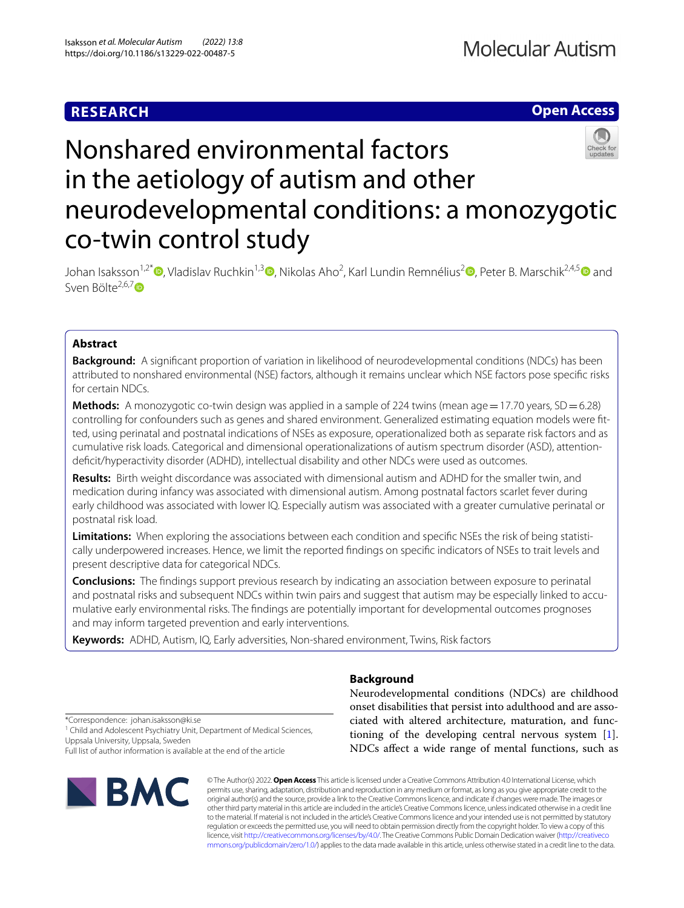RESEARCH

Open Access

# Nonshared environmental factors in the aetiology of autism and other neurodevelopmental conditions: a monozygotic co-twin control study

Johan Isaksson[1,2*], Vladislav Ruchkin[1,3], Nikolas Aho[2], Karl Lundin Remnélius[2], Peter B. Marschik[2,4,5] and Sven Bölte[2,6,7]

## Abstract

**Background:** A significant proportion of variation in likelihood of neurodevelopmental conditions (NDCs) has been attributed to nonshared environmental (NSE) factors, although it remains unclear which NSE factors pose specific risks for certain NDCs.

**Methods:** A monozygotic co-twin design was applied in a sample of 224 twins (mean age = 17.70 years, SD = 6.28) controlling for confounders such as genes and shared environment. Generalized estimating equation models were fitted, using perinatal and postnatal indications of NSEs as exposure, operationalized both as separate risk factors and as cumulative risk loads. Categorical and dimensional operationalizations of autism spectrum disorder (ASD), attention-deficit/hyperactivity disorder (ADHD), intellectual disability and other NDCs were used as outcomes.

**Results:** Birth weight discordance was associated with dimensional autism and ADHD for the smaller twin, and medication during infancy was associated with dimensional autism. Among postnatal factors scarlet fever during early childhood was associated with lower IQ. Especially autism was associated with a greater cumulative perinatal or postnatal risk load.

**Limitations:** When exploring the associations between each condition and specific NSEs the risk of being statistically underpowered increases. Hence, we limit the reported findings on specific indicators of NSEs to trait levels and present descriptive data for categorical NDCs.

**Conclusions:** The findings support previous research by indicating an association between exposure to perinatal and postnatal risks and subsequent NDCs within twin pairs and suggest that autism may be especially linked to accumulative early environmental risks. The findings are potentially important for developmental outcomes prognoses and may inform targeted prevention and early interventions.

**Keywords:** ADHD, Autism, IQ, Early adversities, Non-shared environment, Twins, Risk factors

## Background

Neurodevelopmental conditions (NDCs) are childhood onset disabilities that persist into adulthood and are associated with altered architecture, maturation, and functioning of the developing central nervous system [1]. NDCs affect a wide range of mental functions, such as

*Correspondence: johan.isaksson@ki.se
[1] Child and Adolescent Psychiatry Unit, Department of Medical Sciences, Uppsala University, Uppsala, Sweden
Full list of author information is available at the end of the article

© The Author(s) 2022. **Open Access** This article is licensed under a Creative Commons Attribution 4.0 International License, which permits use, sharing, adaptation, distribution and reproduction in any medium or format, as long as you give appropriate credit to the original author(s) and the source, provide a link to the Creative Commons licence, and indicate if changes were made. The images or other third party material in this article are included in the article's Creative Commons licence, unless indicated otherwise in a credit line to the material. If material is not included in the article's Creative Commons licence and your intended use is not permitted by statutory regulation or exceeds the permitted use, you will need to obtain permission directly from the copyright holder. To view a copy of this licence, visit http://creativecommons.org/licenses/by/4.0/. The Creative Commons Public Domain Dedication waiver (http://creativecommons.org/publicdomain/zero/1.0/) applies to the data made available in this article, unless otherwise stated in a credit line to the data.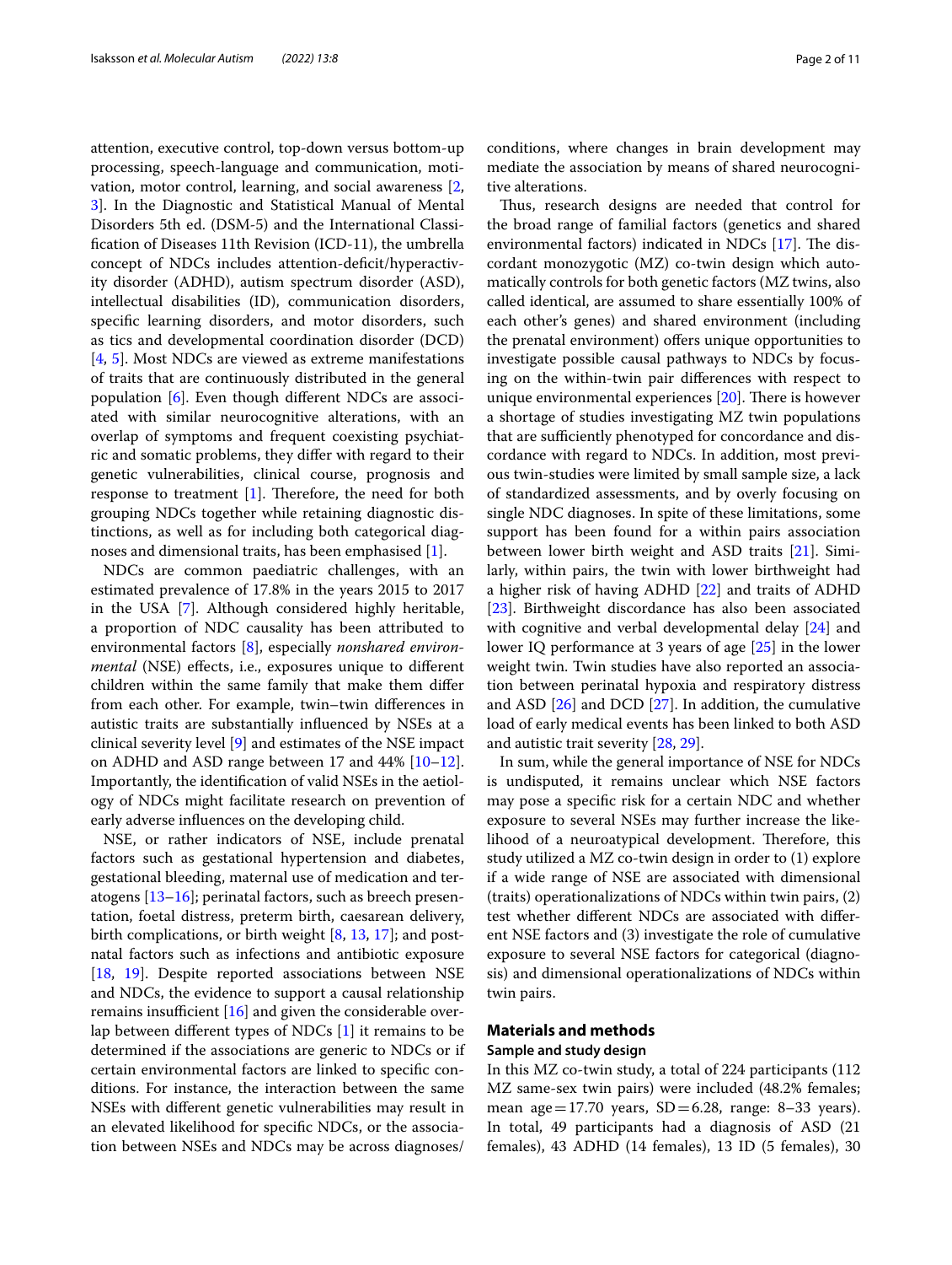attention, executive control, top-down versus bottom-up processing, speech-language and communication, motivation, motor control, learning, and social awareness [2, 3]. In the Diagnostic and Statistical Manual of Mental Disorders 5th ed. (DSM-5) and the International Classification of Diseases 11th Revision (ICD-11), the umbrella concept of NDCs includes attention-deficit/hyperactivity disorder (ADHD), autism spectrum disorder (ASD), intellectual disabilities (ID), communication disorders, specific learning disorders, and motor disorders, such as tics and developmental coordination disorder (DCD) [4, 5]. Most NDCs are viewed as extreme manifestations of traits that are continuously distributed in the general population [6]. Even though different NDCs are associated with similar neurocognitive alterations, with an overlap of symptoms and frequent coexisting psychiatric and somatic problems, they differ with regard to their genetic vulnerabilities, clinical course, prognosis and response to treatment [1]. Therefore, the need for both grouping NDCs together while retaining diagnostic distinctions, as well as for including both categorical diagnoses and dimensional traits, has been emphasised [1].

NDCs are common paediatric challenges, with an estimated prevalence of 17.8% in the years 2015 to 2017 in the USA [7]. Although considered highly heritable, a proportion of NDC causality has been attributed to environmental factors [8], especially *nonshared environmental* (NSE) effects, i.e., exposures unique to different children within the same family that make them differ from each other. For example, twin–twin differences in autistic traits are substantially influenced by NSEs at a clinical severity level [9] and estimates of the NSE impact on ADHD and ASD range between 17 and 44% [10–12]. Importantly, the identification of valid NSEs in the aetiology of NDCs might facilitate research on prevention of early adverse influences on the developing child.

NSE, or rather indicators of NSE, include prenatal factors such as gestational hypertension and diabetes, gestational bleeding, maternal use of medication and teratogens [13–16]; perinatal factors, such as breech presentation, foetal distress, preterm birth, caesarean delivery, birth complications, or birth weight [8, 13, 17]; and postnatal factors such as infections and antibiotic exposure [18, 19]. Despite reported associations between NSE and NDCs, the evidence to support a causal relationship remains insufficient [16] and given the considerable overlap between different types of NDCs [1] it remains to be determined if the associations are generic to NDCs or if certain environmental factors are linked to specific conditions. For instance, the interaction between the same NSEs with different genetic vulnerabilities may result in an elevated likelihood for specific NDCs, or the association between NSEs and NDCs may be across diagnoses/conditions, where changes in brain development may mediate the association by means of shared neurocognitive alterations.

Thus, research designs are needed that control for the broad range of familial factors (genetics and shared environmental factors) indicated in NDCs [17]. The discordant monozygotic (MZ) co-twin design which automatically controls for both genetic factors (MZ twins, also called identical, are assumed to share essentially 100% of each other's genes) and shared environment (including the prenatal environment) offers unique opportunities to investigate possible causal pathways to NDCs by focusing on the within-twin pair differences with respect to unique environmental experiences [20]. There is however a shortage of studies investigating MZ twin populations that are sufficiently phenotyped for concordance and discordance with regard to NDCs. In addition, most previous twin-studies were limited by small sample size, a lack of standardized assessments, and by overly focusing on single NDC diagnoses. In spite of these limitations, some support has been found for a within pairs association between lower birth weight and ASD traits [21]. Similarly, within pairs, the twin with lower birthweight had a higher risk of having ADHD [22] and traits of ADHD [23]. Birthweight discordance has also been associated with cognitive and verbal developmental delay [24] and lower IQ performance at 3 years of age [25] in the lower weight twin. Twin studies have also reported an association between perinatal hypoxia and respiratory distress and ASD [26] and DCD [27]. In addition, the cumulative load of early medical events has been linked to both ASD and autistic trait severity [28, 29].

In sum, while the general importance of NSE for NDCs is undisputed, it remains unclear which NSE factors may pose a specific risk for a certain NDC and whether exposure to several NSEs may further increase the likelihood of a neuroatypical development. Therefore, this study utilized a MZ co-twin design in order to (1) explore if a wide range of NSE are associated with dimensional (traits) operationalizations of NDCs within twin pairs, (2) test whether different NDCs are associated with different NSE factors and (3) investigate the role of cumulative exposure to several NSE factors for categorical (diagnosis) and dimensional operationalizations of NDCs within twin pairs.

## Materials and methods

### Sample and study design

In this MZ co-twin study, a total of 224 participants (112 MZ same-sex twin pairs) were included (48.2% females; mean age = 17.70 years, SD = 6.28, range: 8–33 years). In total, 49 participants had a diagnosis of ASD (21 females), 43 ADHD (14 females), 13 ID (5 females), 30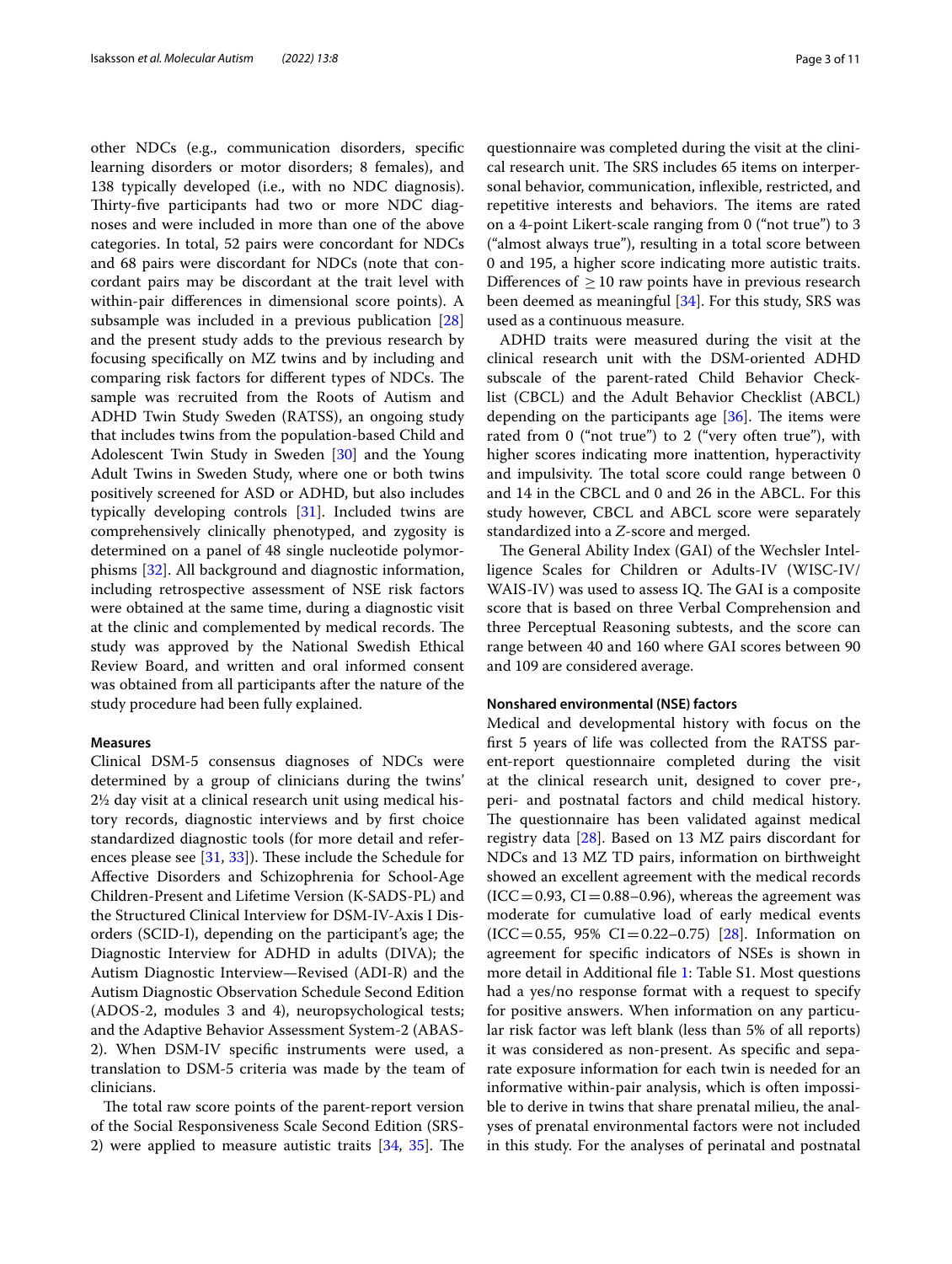other NDCs (e.g., communication disorders, specific learning disorders or motor disorders; 8 females), and 138 typically developed (i.e., with no NDC diagnosis). Thirty-five participants had two or more NDC diagnoses and were included in more than one of the above categories. In total, 52 pairs were concordant for NDCs and 68 pairs were discordant for NDCs (note that concordant pairs may be discordant at the trait level with within-pair differences in dimensional score points). A subsample was included in a previous publication [28] and the present study adds to the previous research by focusing specifically on MZ twins and by including and comparing risk factors for different types of NDCs. The sample was recruited from the Roots of Autism and ADHD Twin Study Sweden (RATSS), an ongoing study that includes twins from the population-based Child and Adolescent Twin Study in Sweden [30] and the Young Adult Twins in Sweden Study, where one or both twins positively screened for ASD or ADHD, but also includes typically developing controls [31]. Included twins are comprehensively clinically phenotyped, and zygosity is determined on a panel of 48 single nucleotide polymorphisms [32]. All background and diagnostic information, including retrospective assessment of NSE risk factors were obtained at the same time, during a diagnostic visit at the clinic and complemented by medical records. The study was approved by the National Swedish Ethical Review Board, and written and oral informed consent was obtained from all participants after the nature of the study procedure had been fully explained.

### Measures

Clinical DSM-5 consensus diagnoses of NDCs were determined by a group of clinicians during the twins' 2½ day visit at a clinical research unit using medical history records, diagnostic interviews and by first choice standardized diagnostic tools (for more detail and references please see [31, 33]). These include the Schedule for Affective Disorders and Schizophrenia for School-Age Children-Present and Lifetime Version (K-SADS-PL) and the Structured Clinical Interview for DSM-IV-Axis I Disorders (SCID-I), depending on the participant's age; the Diagnostic Interview for ADHD in adults (DIVA); the Autism Diagnostic Interview—Revised (ADI-R) and the Autism Diagnostic Observation Schedule Second Edition (ADOS-2, modules 3 and 4), neuropsychological tests; and the Adaptive Behavior Assessment System-2 (ABAS-2). When DSM-IV specific instruments were used, a translation to DSM-5 criteria was made by the team of clinicians.

The total raw score points of the parent-report version of the Social Responsiveness Scale Second Edition (SRS-2) were applied to measure autistic traits [34, 35]. The questionnaire was completed during the visit at the clinical research unit. The SRS includes 65 items on interpersonal behavior, communication, inflexible, restricted, and repetitive interests and behaviors. The items are rated on a 4-point Likert-scale ranging from 0 ("not true") to 3 ("almost always true"), resulting in a total score between 0 and 195, a higher score indicating more autistic traits. Differences of $\geq 10$ raw points have in previous research been deemed as meaningful [34]. For this study, SRS was used as a continuous measure.

ADHD traits were measured during the visit at the clinical research unit with the DSM-oriented ADHD subscale of the parent-rated Child Behavior Checklist (CBCL) and the Adult Behavior Checklist (ABCL) depending on the participants age [36]. The items were rated from 0 ("not true") to 2 ("very often true"), with higher scores indicating more inattention, hyperactivity and impulsivity. The total score could range between 0 and 14 in the CBCL and 0 and 26 in the ABCL. For this study however, CBCL and ABCL score were separately standardized into a *Z*-score and merged.

The General Ability Index (GAI) of the Wechsler Intelligence Scales for Children or Adults-IV (WISC-IV/WAIS-IV) was used to assess IQ. The GAI is a composite score that is based on three Verbal Comprehension and three Perceptual Reasoning subtests, and the score can range between 40 and 160 where GAI scores between 90 and 109 are considered average.

### Nonshared environmental (NSE) factors

Medical and developmental history with focus on the first 5 years of life was collected from the RATSS parent-report questionnaire completed during the visit at the clinical research unit, designed to cover pre-, peri- and postnatal factors and child medical history. The questionnaire has been validated against medical registry data [28]. Based on 13 MZ pairs discordant for NDCs and 13 MZ TD pairs, information on birthweight showed an excellent agreement with the medical records (ICC = 0.93, CI = 0.88–0.96), whereas the agreement was moderate for cumulative load of early medical events (ICC = 0.55, 95% CI = 0.22–0.75) [28]. Information on agreement for specific indicators of NSEs is shown in more detail in Additional file 1: Table S1. Most questions had a yes/no response format with a request to specify for positive answers. When information on any particular risk factor was left blank (less than 5% of all reports) it was considered as non-present. As specific and separate exposure information for each twin is needed for an informative within-pair analysis, which is often impossible to derive in twins that share prenatal milieu, the analyses of prenatal environmental factors were not included in this study. For the analyses of perinatal and postnatal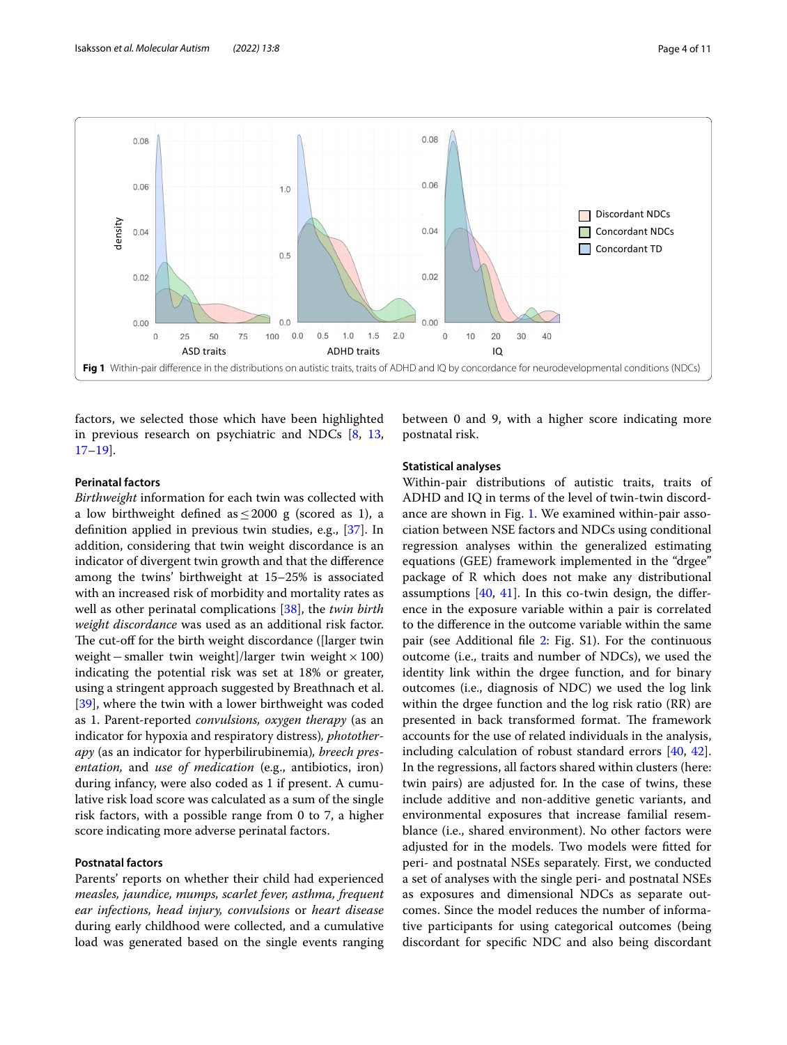Fig 1 Within-pair difference in the distributions on autistic traits, traits of ADHD and IQ by concordance for neurodevelopmental conditions (NDCs)

factors, we selected those which have been highlighted in previous research on psychiatric and NDCs [8, 13, 17–19].

#### Perinatal factors

*Birthweight* information for each twin was collected with a low birthweight defined as ≤ 2000 g (scored as 1), a definition applied in previous twin studies, e.g., [37]. In addition, considering that twin weight discordance is an indicator of divergent twin growth and that the difference among the twins' birthweight at 15–25% is associated with an increased risk of morbidity and mortality rates as well as other perinatal complications [38], the *twin birth weight discordance* was used as an additional risk factor. The cut-off for the birth weight discordance ([larger twin weight − smaller twin weight]/larger twin weight × 100) indicating the potential risk was set at 18% or greater, using a stringent approach suggested by Breathnach et al. [39], where the twin with a lower birthweight was coded as 1. Parent-reported *convulsions, oxygen therapy* (as an indicator for hypoxia and respiratory distress)*, phototherapy* (as an indicator for hyperbilirubinemia)*, breech presentation,* and *use of medication* (e.g., antibiotics, iron) during infancy, were also coded as 1 if present. A cumulative risk load score was calculated as a sum of the single risk factors, with a possible range from 0 to 7, a higher score indicating more adverse perinatal factors.

#### Postnatal factors

Parents' reports on whether their child had experienced *measles, jaundice, mumps, scarlet fever, asthma, frequent ear infections, head injury, convulsions* or *heart disease* during early childhood were collected, and a cumulative load was generated based on the single events ranging between 0 and 9, with a higher score indicating more postnatal risk.

#### Statistical analyses

Within-pair distributions of autistic traits, traits of ADHD and IQ in terms of the level of twin-twin discordance are shown in Fig. 1. We examined within-pair association between NSE factors and NDCs using conditional regression analyses within the generalized estimating equations (GEE) framework implemented in the "drgee" package of R which does not make any distributional assumptions [40, 41]. In this co-twin design, the difference in the exposure variable within a pair is correlated to the difference in the outcome variable within the same pair (see Additional file 2: Fig. S1). For the continuous outcome (i.e., traits and number of NDCs), we used the identity link within the drgee function, and for binary outcomes (i.e., diagnosis of NDC) we used the log link within the drgee function and the log risk ratio (RR) are presented in back transformed format. The framework accounts for the use of related individuals in the analysis, including calculation of robust standard errors [40, 42]. In the regressions, all factors shared within clusters (here: twin pairs) are adjusted for. In the case of twins, these include additive and non-additive genetic variants, and environmental exposures that increase familial resemblance (i.e., shared environment). No other factors were adjusted for in the models. Two models were fitted for peri- and postnatal NSEs separately. First, we conducted a set of analyses with the single peri- and postnatal NSEs as exposures and dimensional NDCs as separate outcomes. Since the model reduces the number of informative participants for using categorical outcomes (being discordant for specific NDC and also being discordant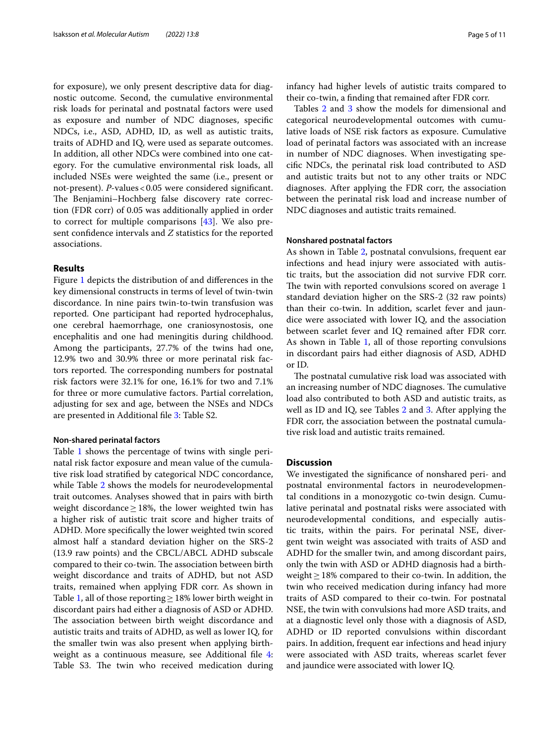for exposure), we only present descriptive data for diagnostic outcome. Second, the cumulative environmental risk loads for perinatal and postnatal factors were used as exposure and number of NDC diagnoses, specific NDCs, i.e., ASD, ADHD, ID, as well as autistic traits, traits of ADHD and IQ, were used as separate outcomes. In addition, all other NDCs were combined into one category. For the cumulative environmental risk loads, all included NSEs were weighted the same (i.e., present or not-present). *P*-values $< 0.05$ were considered significant. The Benjamini–Hochberg false discovery rate correction (FDR corr) of 0.05 was additionally applied in order to correct for multiple comparisons [43]. We also present confidence intervals and *Z* statistics for the reported associations.

## Results

Figure 1 depicts the distribution of and differences in the key dimensional constructs in terms of level of twin-twin discordance. In nine pairs twin-to-twin transfusion was reported. One participant had reported hydrocephalus, one cerebral haemorrhage, one craniosynostosis, one encephalitis and one had meningitis during childhood. Among the participants, 27.7% of the twins had one, 12.9% two and 30.9% three or more perinatal risk factors reported. The corresponding numbers for postnatal risk factors were 32.1% for one, 16.1% for two and 7.1% for three or more cumulative factors. Partial correlation, adjusting for sex and age, between the NSEs and NDCs are presented in Additional file 3: Table S2.

### Non-shared perinatal factors

Table 1 shows the percentage of twins with single perinatal risk factor exposure and mean value of the cumulative risk load stratified by categorical NDC concordance, while Table 2 shows the models for neurodevelopmental trait outcomes. Analyses showed that in pairs with birth weight discordance $\geq 18\%$, the lower weighted twin has a higher risk of autistic trait score and higher traits of ADHD. More specifically the lower weighted twin scored almost half a standard deviation higher on the SRS-2 (13.9 raw points) and the CBCL/ABCL ADHD subscale compared to their co-twin. The association between birth weight discordance and traits of ADHD, but not ASD traits, remained when applying FDR corr. As shown in Table 1, all of those reporting $\geq 18\%$ lower birth weight in discordant pairs had either a diagnosis of ASD or ADHD. The association between birth weight discordance and autistic traits and traits of ADHD, as well as lower IQ, for the smaller twin was also present when applying birthweight as a continuous measure, see Additional file 4: Table S3. The twin who received medication during infancy had higher levels of autistic traits compared to their co-twin, a finding that remained after FDR corr.

Tables 2 and 3 show the models for dimensional and categorical neurodevelopmental outcomes with cumulative loads of NSE risk factors as exposure. Cumulative load of perinatal factors was associated with an increase in number of NDC diagnoses. When investigating specific NDCs, the perinatal risk load contributed to ASD and autistic traits but not to any other traits or NDC diagnoses. After applying the FDR corr, the association between the perinatal risk load and increase number of NDC diagnoses and autistic traits remained.

### Nonshared postnatal factors

As shown in Table 2, postnatal convulsions, frequent ear infections and head injury were associated with autistic traits, but the association did not survive FDR corr. The twin with reported convulsions scored on average 1 standard deviation higher on the SRS-2 (32 raw points) than their co-twin. In addition, scarlet fever and jaundice were associated with lower IQ, and the association between scarlet fever and IQ remained after FDR corr. As shown in Table 1, all of those reporting convulsions in discordant pairs had either diagnosis of ASD, ADHD or ID.

The postnatal cumulative risk load was associated with an increasing number of NDC diagnoses. The cumulative load also contributed to both ASD and autistic traits, as well as ID and IQ, see Tables 2 and 3. After applying the FDR corr, the association between the postnatal cumulative risk load and autistic traits remained.

## Discussion

We investigated the significance of nonshared peri- and postnatal environmental factors in neurodevelopmental conditions in a monozygotic co-twin design. Cumulative perinatal and postnatal risks were associated with neurodevelopmental conditions, and especially autistic traits, within the pairs. For perinatal NSE, divergent twin weight was associated with traits of ASD and ADHD for the smaller twin, and among discordant pairs, only the twin with ASD or ADHD diagnosis had a birthweight $\geq 18\%$ compared to their co-twin. In addition, the twin who received medication during infancy had more traits of ASD compared to their co-twin. For postnatal NSE, the twin with convulsions had more ASD traits, and at a diagnostic level only those with a diagnosis of ASD, ADHD or ID reported convulsions within discordant pairs. In addition, frequent ear infections and head injury were associated with ASD traits, whereas scarlet fever and jaundice were associated with lower IQ.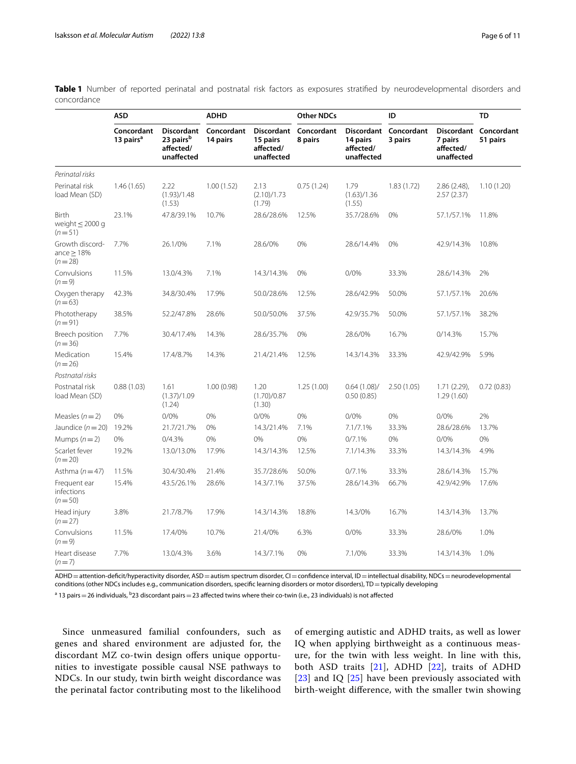**Table 1** Number of reported perinatal and postnatal risk factors as exposures stratified by neurodevelopmental disorders and concordance

| | ASD | | ADHD | | Other NDCs | | ID | | TD |
|---|---|---|---|---|---|---|---|---|---|
| | Concordant 13 pairs[a] | Discordant 23 pairs[b] affected/unaffected | Concordant 14 pairs | Discordant 15 pairs affected/unaffected | Concordant 8 pairs | Discordant 14 pairs affected/unaffected | Concordant 3 pairs | Discordant 7 pairs affected/unaffected | Concordant 51 pairs |
| *Perinatal risks* | | | | | | | | | |
| Perinatal risk load Mean (SD) | 1.46 (1.65) | 2.22 (1.93)/1.48 (1.53) | 1.00 (1.52) | 2.13 (2.10)/1.73 (1.79) | 0.75 (1.24) | 1.79 (1.63)/1.36 (1.55) | 1.83 (1.72) | 2.86 (2.48), 2.57 (2.37) | 1.10 (1.20) |
| Birth weight ≤ 2000 g ($n=51$) | 23.1% | 47.8/39.1% | 10.7% | 28.6/28.6% | 12.5% | 35.7/28.6% | 0% | 57.1/57.1% | 11.8% |
| Growth discordance ≥ 18% ($n=28$) | 7.7% | 26.1/0% | 7.1% | 28.6/0% | 0% | 28.6/14.4% | 0% | 42.9/14.3% | 10.8% |
| Convulsions ($n=9$) | 11.5% | 13.0/4.3% | 7.1% | 14.3/14.3% | 0% | 0/0% | 33.3% | 28.6/14.3% | 2% |
| Oxygen therapy ($n=63$) | 42.3% | 34.8/30.4% | 17.9% | 50.0/28.6% | 12.5% | 28.6/42.9% | 50.0% | 57.1/57.1% | 20.6% |
| Phototherapy ($n=91$) | 38.5% | 52.2/47.8% | 28.6% | 50.0/50.0% | 37.5% | 42.9/35.7% | 50.0% | 57.1/57.1% | 38.2% |
| Breech position ($n=36$) | 7.7% | 30.4/17.4% | 14.3% | 28.6/35.7% | 0% | 28.6/0% | 16.7% | 0/14.3% | 15.7% |
| Medication ($n=26$) | 15.4% | 17.4/8.7% | 14.3% | 21.4/21.4% | 12.5% | 14.3/14.3% | 33.3% | 42.9/42.9% | 5.9% |
| *Postnatal risks* | | | | | | | | | |
| Postnatal risk load Mean (SD) | 0.88 (1.03) | 1.61 (1.37)/1.09 (1.24) | 1.00 (0.98) | 1.20 (1.70)/0.87 (1.30) | 1.25 (1.00) | 0.64 (1.08)/0.50 (0.85) | 2.50 (1.05) | 1.71 (2.29), 1.29 (1.60) | 0.72 (0.83) |
| Measles ($n=2$) | 0% | 0/0% | 0% | 0/0% | 0% | 0/0% | 0% | 0/0% | 2% |
| Jaundice ($n=20$) | 19.2% | 21.7/21.7% | 0% | 14.3/21.4% | 7.1% | 7.1/7.1% | 33.3% | 28.6/28.6% | 13.7% |
| Mumps ($n=2$) | 0% | 0/4.3% | 0% | 0% | 0% | 0/7.1% | 0% | 0/0% | 0% |
| Scarlet fever ($n=20$) | 19.2% | 13.0/13.0% | 17.9% | 14.3/14.3% | 12.5% | 7.1/14.3% | 33.3% | 14.3/14.3% | 4.9% |
| Asthma ($n=47$) | 11.5% | 30.4/30.4% | 21.4% | 35.7/28.6% | 50.0% | 0/7.1% | 33.3% | 28.6/14.3% | 15.7% |
| Frequent ear infections ($n=50$) | 15.4% | 43.5/26.1% | 28.6% | 14.3/7.1% | 37.5% | 28.6/14.3% | 66.7% | 42.9/42.9% | 17.6% |
| Head injury ($n=27$) | 3.8% | 21.7/8.7% | 17.9% | 14.3/14.3% | 18.8% | 14.3/0% | 16.7% | 14.3/14.3% | 13.7% |
| Convulsions ($n=9$) | 11.5% | 17.4/0% | 10.7% | 21.4/0% | 6.3% | 0/0% | 33.3% | 28.6/0% | 1.0% |
| Heart disease ($n=7$) | 7.7% | 13.0/4.3% | 3.6% | 14.3/7.1% | 0% | 7.1/0% | 33.3% | 14.3/14.3% | 1.0% |

ADHD = attention-deficit/hyperactivity disorder, ASD = autism spectrum disorder, CI = confidence interval, ID = intellectual disability, NDCs = neurodevelopmental conditions (other NDCs includes e.g., communication disorders, specific learning disorders or motor disorders), TD = typically developing

[a] 13 pairs = 26 individuals, [b] 23 discordant pairs = 23 affected twins where their co-twin (i.e., 23 individuals) is not affected

Since unmeasured familial confounders, such as genes and shared environment are adjusted for, the discordant MZ co-twin design offers unique opportunities to investigate possible causal NSE pathways to NDCs. In our study, twin birth weight discordance was the perinatal factor contributing most to the likelihood of emerging autistic and ADHD traits, as well as lower IQ when applying birthweight as a continuous measure, for the twin with less weight. In line with this, both ASD traits [21], ADHD [22], traits of ADHD [23] and IQ [25] have been previously associated with birth-weight difference, with the smaller twin showing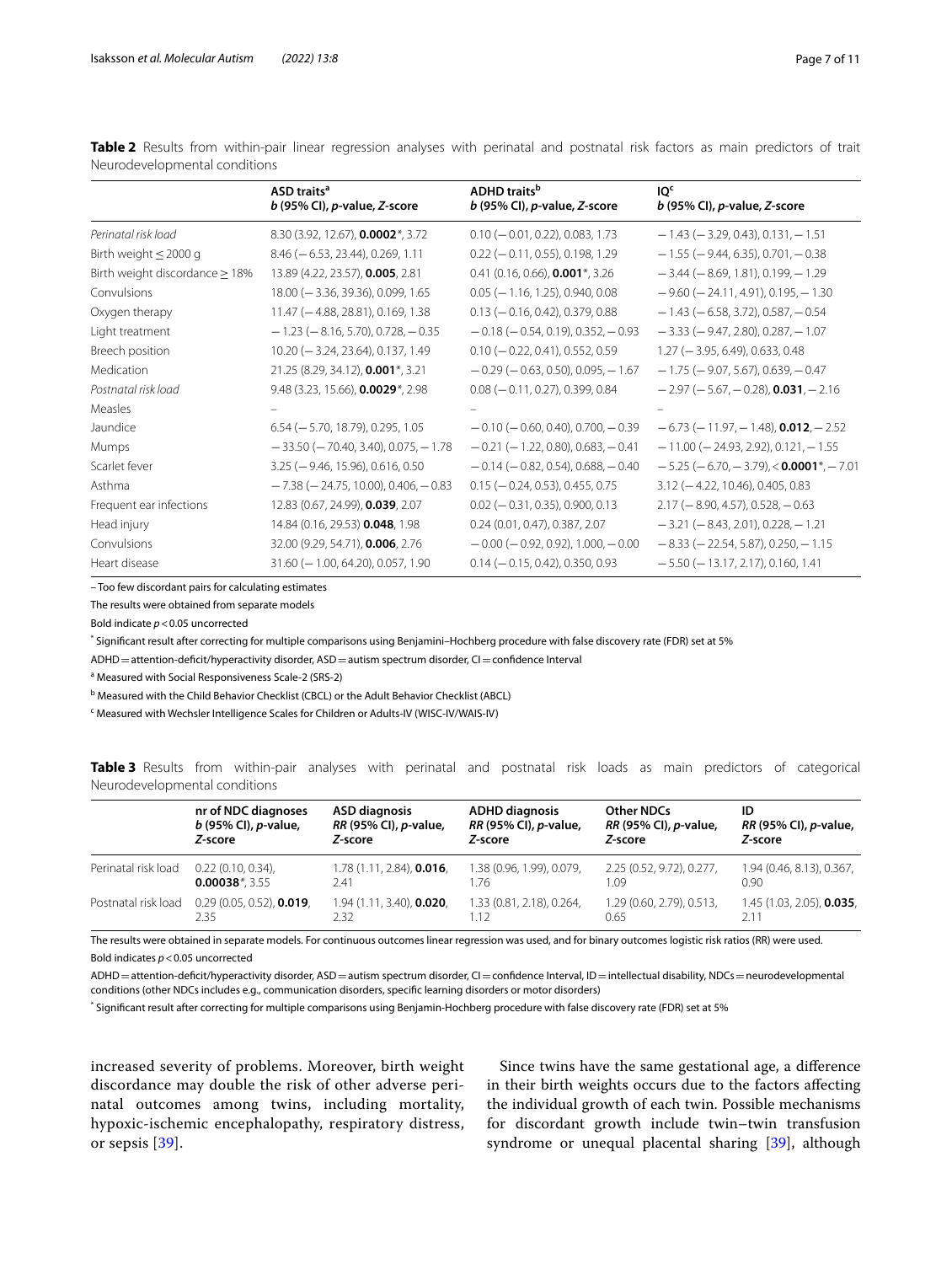**Table 2** Results from within-pair linear regression analyses with perinatal and postnatal risk factors as main predictors of trait Neurodevelopmental conditions

| | ASD traits[a] *b* (95% CI), *p*-value, *Z*-score | ADHD traits[b] *b* (95% CI), *p*-value, *Z*-score | IQ[c] *b* (95% CI), *p*-value, *Z*-score |
|---|---|---|---|
| *Perinatal risk load* | 8.30 (3.92, 12.67), **0.0002**\*, 3.72 | 0.10 (−0.01, 0.22), 0.083, 1.73 | −1.43 (−3.29, 0.43), 0.131, −1.51 |
| Birth weight ≤ 2000 g | 8.46 (−6.53, 23.44), 0.269, 1.11 | 0.22 (−0.11, 0.55), 0.198, 1.29 | −1.55 (−9.44, 6.35), 0.701, −0.38 |
| Birth weight discordance ≥ 18% | 13.89 (4.22, 23.57), **0.005**, 2.81 | 0.41 (0.16, 0.66), **0.001**\*, 3.26 | −3.44 (−8.69, 1.81), 0.199, −1.29 |
| Convulsions | 18.00 (−3.36, 39.36), 0.099, 1.65 | 0.05 (−1.16, 1.25), 0.940, 0.08 | −9.60 (−24.11, 4.91), 0.195, −1.30 |
| Oxygen therapy | 11.47 (−4.88, 28.81), 0.169, 1.38 | 0.13 (−0.16, 0.42), 0.379, 0.88 | −1.43 (−6.58, 3.72), 0.587, −0.54 |
| Light treatment | −1.23 (−8.16, 5.70), 0.728, −0.35 | −0.18 (−0.54, 0.19), 0.352, −0.93 | −3.33 (−9.47, 2.80), 0.287, −1.07 |
| Breech position | 10.20 (−3.24, 23.64), 0.137, 1.49 | 0.10 (−0.22, 0.41), 0.552, 0.59 | 1.27 (−3.95, 6.49), 0.633, 0.48 |
| Medication | 21.25 (8.29, 34.12), **0.001**\*, 3.21 | −0.29 (−0.63, 0.50), 0.095, −1.67 | −1.75 (−9.07, 5.67), 0.639, −0.47 |
| *Postnatal risk load* | 9.48 (3.23, 15.66), **0.0029**\*, 2.98 | 0.08 (−0.11, 0.27), 0.399, 0.84 | −2.97 (−5.67, −0.28), **0.031**, −2.16 |
| Measles | – | – | – |
| Jaundice | 6.54 (−5.70, 18.79), 0.295, 1.05 | −0.10 (−0.60, 0.40), 0.700, −0.39 | −6.73 (−11.97, −1.48), **0.012**, −2.52 |
| Mumps | −33.50 (−70.40, 3.40), 0.075, −1.78 | −0.21 (−1.22, 0.80), 0.683, −0.41 | −11.00 (−24.93, 2.92), 0.121, −1.55 |
| Scarlet fever | 3.25 (−9.46, 15.96), 0.616, 0.50 | −0.14 (−0.82, 0.54), 0.688, −0.40 | −5.25 (−6.70, −3.79), < **0.0001**\*, −7.01 |
| Asthma | −7.38 (−24.75, 10.00), 0.406, −0.83 | 0.15 (−0.24, 0.53), 0.455, 0.75 | 3.12 (−4.22, 10.46), 0.405, 0.83 |
| Frequent ear infections | 12.83 (0.67, 24.99), **0.039**, 2.07 | 0.02 (−0.31, 0.35), 0.900, 0.13 | 2.17 (−8.90, 4.57), 0.528, −0.63 |
| Head injury | 14.84 (0.16, 29.53) **0.048**, 1.98 | 0.24 (0.01, 0.47), 0.387, 2.07 | −3.21 (−8.43, 2.01), 0.228, −1.21 |
| Convulsions | 32.00 (9.29, 54.71), **0.006**, 2.76 | −0.00 (−0.92, 0.92), 1.000, −0.00 | −8.33 (−22.54, 5.87), 0.250, −1.15 |
| Heart disease | 31.60 (−1.00, 64.20), 0.057, 1.90 | 0.14 (−0.15, 0.42), 0.350, 0.93 | −5.50 (−13.17, 2.17), 0.160, 1.41 |

– Too few discordant pairs for calculating estimates

The results were obtained from separate models

Bold indicate $p < 0.05$ uncorrected

\* Significant result after correcting for multiple comparisons using Benjamini–Hochberg procedure with false discovery rate (FDR) set at 5%

ADHD = attention-deficit/hyperactivity disorder, ASD = autism spectrum disorder, CI = confidence Interval

[a] Measured with Social Responsiveness Scale-2 (SRS-2)

[b] Measured with the Child Behavior Checklist (CBCL) or the Adult Behavior Checklist (ABCL)

[c] Measured with Wechsler Intelligence Scales for Children or Adults-IV (WISC-IV/WAIS-IV)

**Table 3** Results from within-pair analyses with perinatal and postnatal risk loads as main predictors of categorical Neurodevelopmental conditions

| | nr of NDC diagnoses *b* (95% CI), *p*-value, *Z*-score | ASD diagnosis *RR* (95% CI), *p*-value, *Z*-score | ADHD diagnosis *RR* (95% CI), *p*-value, *Z*-score | Other NDCs *RR* (95% CI), *p*-value, *Z*-score | ID *RR* (95% CI), *p*-value, *Z*-score |
|---|---|---|---|---|---|
| Perinatal risk load | 0.22 (0.10, 0.34), **0.00038**\*, 3.55 | 1.78 (1.11, 2.84), **0.016**, 2.41 | 1.38 (0.96, 1.99), 0.079, 1.76 | 2.25 (0.52, 9.72), 0.277, 1.09 | 1.94 (0.46, 8.13), 0.367, 0.90 |
| Postnatal risk load | 0.29 (0.05, 0.52), **0.019**, 2.35 | 1.94 (1.11, 3.40), **0.020**, 2.32 | 1.33 (0.81, 2.18), 0.264, 1.12 | 1.29 (0.60, 2.79), 0.513, 0.65 | 1.45 (1.03, 2.05), **0.035**, 2.11 |

The results were obtained in separate models. For continuous outcomes linear regression was used, and for binary outcomes logistic risk ratios (RR) were used.

Bold indicates $p < 0.05$ uncorrected

ADHD = attention-deficit/hyperactivity disorder, ASD = autism spectrum disorder, CI = confidence Interval, ID = intellectual disability, NDCs = neurodevelopmental conditions (other NDCs includes e.g., communication disorders, specific learning disorders or motor disorders)

\* Significant result after correcting for multiple comparisons using Benjamin-Hochberg procedure with false discovery rate (FDR) set at 5%

increased severity of problems. Moreover, birth weight discordance may double the risk of other adverse perinatal outcomes among twins, including mortality, hypoxic-ischemic encephalopathy, respiratory distress, or sepsis [39].

Since twins have the same gestational age, a difference in their birth weights occurs due to the factors affecting the individual growth of each twin. Possible mechanisms for discordant growth include twin–twin transfusion syndrome or unequal placental sharing [39], although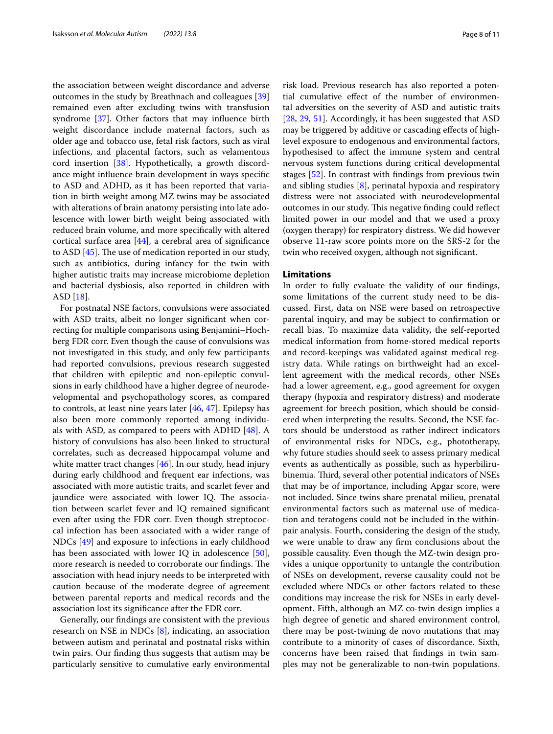the association between weight discordance and adverse outcomes in the study by Breathnach and colleagues [39] remained even after excluding twins with transfusion syndrome [37]. Other factors that may influence birth weight discordance include maternal factors, such as older age and tobacco use, fetal risk factors, such as viral infections, and placental factors, such as velamentous cord insertion [38]. Hypothetically, a growth discordance might influence brain development in ways specific to ASD and ADHD, as it has been reported that variation in birth weight among MZ twins may be associated with alterations of brain anatomy persisting into late adolescence with lower birth weight being associated with reduced brain volume, and more specifically with altered cortical surface area [44], a cerebral area of significance to ASD [45]. The use of medication reported in our study, such as antibiotics, during infancy for the twin with higher autistic traits may increase microbiome depletion and bacterial dysbiosis, also reported in children with ASD [18].

For postnatal NSE factors, convulsions were associated with ASD traits, albeit no longer significant when correcting for multiple comparisons using Benjamini–Hochberg FDR corr. Even though the cause of convulsions was not investigated in this study, and only few participants had reported convulsions, previous research suggested that children with epileptic and non-epileptic convulsions in early childhood have a higher degree of neurodevelopmental and psychopathology scores, as compared to controls, at least nine years later [46, 47]. Epilepsy has also been more commonly reported among individuals with ASD, as compared to peers with ADHD [48]. A history of convulsions has also been linked to structural correlates, such as decreased hippocampal volume and white matter tract changes [46]. In our study, head injury during early childhood and frequent ear infections, was associated with more autistic traits, and scarlet fever and jaundice were associated with lower IQ. The association between scarlet fever and IQ remained significant even after using the FDR corr. Even though streptococcal infection has been associated with a wider range of NDCs [49] and exposure to infections in early childhood has been associated with lower IQ in adolescence [50], more research is needed to corroborate our findings. The association with head injury needs to be interpreted with caution because of the moderate degree of agreement between parental reports and medical records and the association lost its significance after the FDR corr.

Generally, our findings are consistent with the previous research on NSE in NDCs [8], indicating, an association between autism and perinatal and postnatal risks within twin pairs. Our finding thus suggests that autism may be particularly sensitive to cumulative early environmental risk load. Previous research has also reported a potential cumulative effect of the number of environmental adversities on the severity of ASD and autistic traits [28, 29, 51]. Accordingly, it has been suggested that ASD may be triggered by additive or cascading effects of high-level exposure to endogenous and environmental factors, hypothesised to affect the immune system and central nervous system functions during critical developmental stages [52]. In contrast with findings from previous twin and sibling studies [8], perinatal hypoxia and respiratory distress were not associated with neurodevelopmental outcomes in our study. This negative finding could reflect limited power in our model and that we used a proxy (oxygen therapy) for respiratory distress. We did however observe 11-raw score points more on the SRS-2 for the twin who received oxygen, although not significant.

## Limitations

In order to fully evaluate the validity of our findings, some limitations of the current study need to be discussed. First, data on NSE were based on retrospective parental inquiry, and may be subject to confirmation or recall bias. To maximize data validity, the self-reported medical information from home-stored medical reports and record-keepings was validated against medical registry data. While ratings on birthweight had an excellent agreement with the medical records, other NSEs had a lower agreement, e.g., good agreement for oxygen therapy (hypoxia and respiratory distress) and moderate agreement for breech position, which should be considered when interpreting the results. Second, the NSE factors should be understood as rather indirect indicators of environmental risks for NDCs, e.g., phototherapy, why future studies should seek to assess primary medical events as authentically as possible, such as hyperbilirubinemia. Third, several other potential indicators of NSEs that may be of importance, including Apgar score, were not included. Since twins share prenatal milieu, prenatal environmental factors such as maternal use of medication and teratogens could not be included in the within-pair analysis. Fourth, considering the design of the study, we were unable to draw any firm conclusions about the possible causality. Even though the MZ-twin design provides a unique opportunity to untangle the contribution of NSEs on development, reverse causality could not be excluded where NDCs or other factors related to these conditions may increase the risk for NSEs in early development. Fifth, although an MZ co-twin design implies a high degree of genetic and shared environment control, there may be post-twining de novo mutations that may contribute to a minority of cases of discordance. Sixth, concerns have been raised that findings in twin samples may not be generalizable to non-twin populations.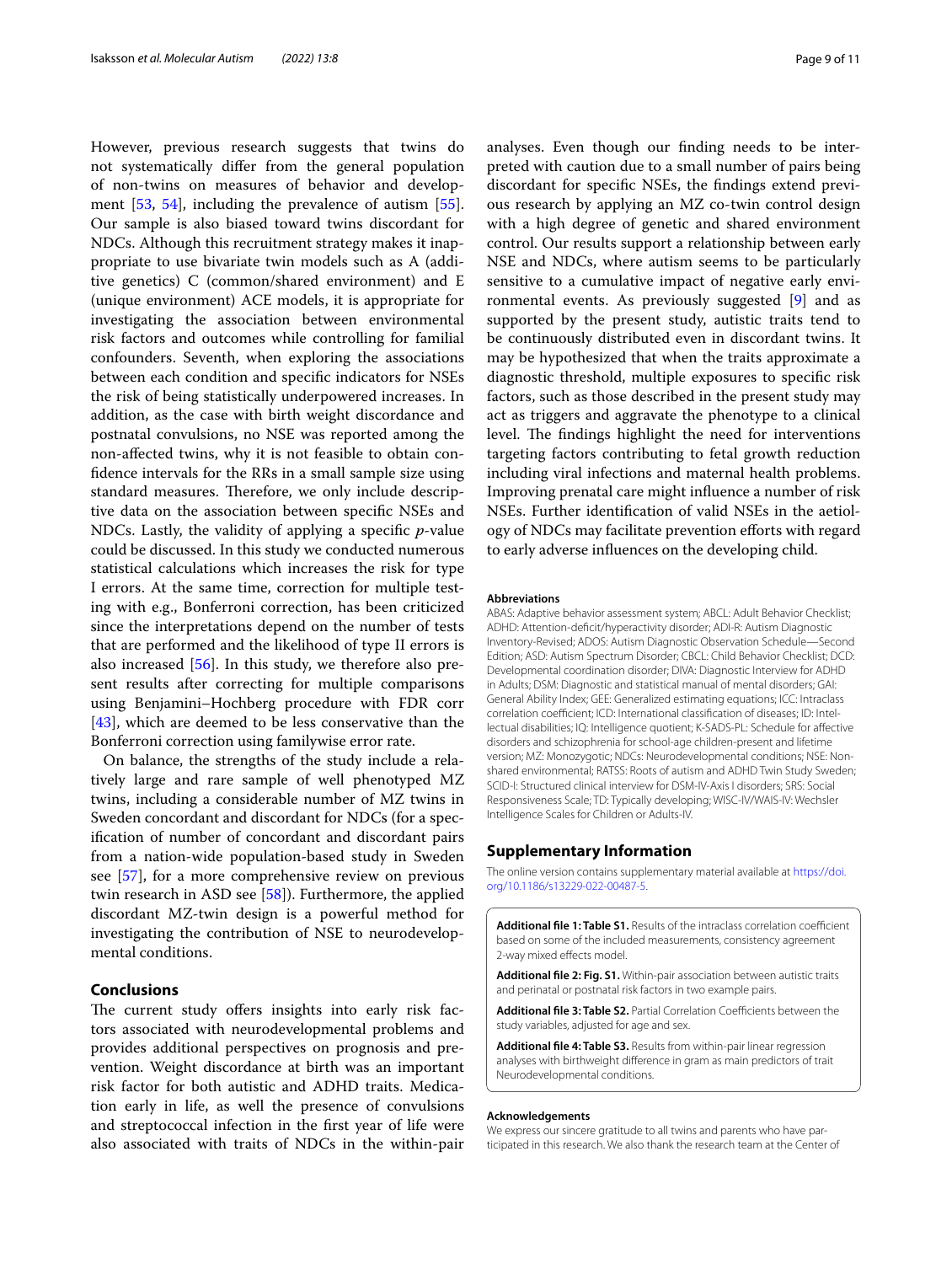However, previous research suggests that twins do not systematically differ from the general population of non-twins on measures of behavior and development [53, 54], including the prevalence of autism [55]. Our sample is also biased toward twins discordant for NDCs. Although this recruitment strategy makes it inappropriate to use bivariate twin models such as A (additive genetics) C (common/shared environment) and E (unique environment) ACE models, it is appropriate for investigating the association between environmental risk factors and outcomes while controlling for familial confounders. Seventh, when exploring the associations between each condition and specific indicators for NSEs the risk of being statistically underpowered increases. In addition, as the case with birth weight discordance and postnatal convulsions, no NSE was reported among the non-affected twins, why it is not feasible to obtain confidence intervals for the RRs in a small sample size using standard measures. Therefore, we only include descriptive data on the association between specific NSEs and NDCs. Lastly, the validity of applying a specific *p*-value could be discussed. In this study we conducted numerous statistical calculations which increases the risk for type I errors. At the same time, correction for multiple testing with e.g., Bonferroni correction, has been criticized since the interpretations depend on the number of tests that are performed and the likelihood of type II errors is also increased [56]. In this study, we therefore also present results after correcting for multiple comparisons using Benjamini–Hochberg procedure with FDR corr [43], which are deemed to be less conservative than the Bonferroni correction using familywise error rate.

On balance, the strengths of the study include a relatively large and rare sample of well phenotyped MZ twins, including a considerable number of MZ twins in Sweden concordant and discordant for NDCs (for a specification of number of concordant and discordant pairs from a nation-wide population-based study in Sweden see [57], for a more comprehensive review on previous twin research in ASD see [58]). Furthermore, the applied discordant MZ-twin design is a powerful method for investigating the contribution of NSE to neurodevelopmental conditions.

## Conclusions

The current study offers insights into early risk factors associated with neurodevelopmental problems and provides additional perspectives on prognosis and prevention. Weight discordance at birth was an important risk factor for both autistic and ADHD traits. Medication early in life, as well the presence of convulsions and streptococcal infection in the first year of life were also associated with traits of NDCs in the within-pair analyses. Even though our finding needs to be interpreted with caution due to a small number of pairs being discordant for specific NSEs, the findings extend previous research by applying an MZ co-twin control design with a high degree of genetic and shared environment control. Our results support a relationship between early NSE and NDCs, where autism seems to be particularly sensitive to a cumulative impact of negative early environmental events. As previously suggested [9] and as supported by the present study, autistic traits tend to be continuously distributed even in discordant twins. It may be hypothesized that when the traits approximate a diagnostic threshold, multiple exposures to specific risk factors, such as those described in the present study may act as triggers and aggravate the phenotype to a clinical level. The findings highlight the need for interventions targeting factors contributing to fetal growth reduction including viral infections and maternal health problems. Improving prenatal care might influence a number of risk NSEs. Further identification of valid NSEs in the aetiology of NDCs may facilitate prevention efforts with regard to early adverse influences on the developing child.

#### Abbreviations

ABAS: Adaptive behavior assessment system; ABCL: Adult Behavior Checklist; ADHD: Attention-deficit/hyperactivity disorder; ADI-R: Autism Diagnostic Inventory-Revised; ADOS: Autism Diagnostic Observation Schedule—Second Edition; ASD: Autism Spectrum Disorder; CBCL: Child Behavior Checklist; DCD: Developmental coordination disorder; DIVA: Diagnostic Interview for ADHD in Adults; DSM: Diagnostic and statistical manual of mental disorders; GAI: General Ability Index; GEE: Generalized estimating equations; ICC: Intraclass correlation coefficient; ICD: International classification of diseases; ID: Intellectual disabilities; IQ: Intelligence quotient; K-SADS-PL: Schedule for affective disorders and schizophrenia for school-age children-present and lifetime version; MZ: Monozygotic; NDCs: Neurodevelopmental conditions; NSE: Non-shared environmental; RATSS: Roots of autism and ADHD Twin Study Sweden; SCID-I: Structured clinical interview for DSM-IV-Axis I disorders; SRS: Social Responsiveness Scale; TD: Typically developing; WISC-IV/WAIS-IV: Wechsler Intelligence Scales for Children or Adults-IV.

## Supplementary Information

The online version contains supplementary material available at https://doi.org/10.1186/s13229-022-00487-5.

**Additional file 1: Table S1.** Results of the intraclass correlation coefficient based on some of the included measurements, consistency agreement 2-way mixed effects model.

**Additional file 2: Fig. S1.** Within-pair association between autistic traits and perinatal or postnatal risk factors in two example pairs.

**Additional file 3: Table S2.** Partial Correlation Coefficients between the study variables, adjusted for age and sex.

**Additional file 4: Table S3.** Results from within-pair linear regression analyses with birthweight difference in gram as main predictors of trait Neurodevelopmental conditions.

#### Acknowledgements

We express our sincere gratitude to all twins and parents who have participated in this research. We also thank the research team at the Center of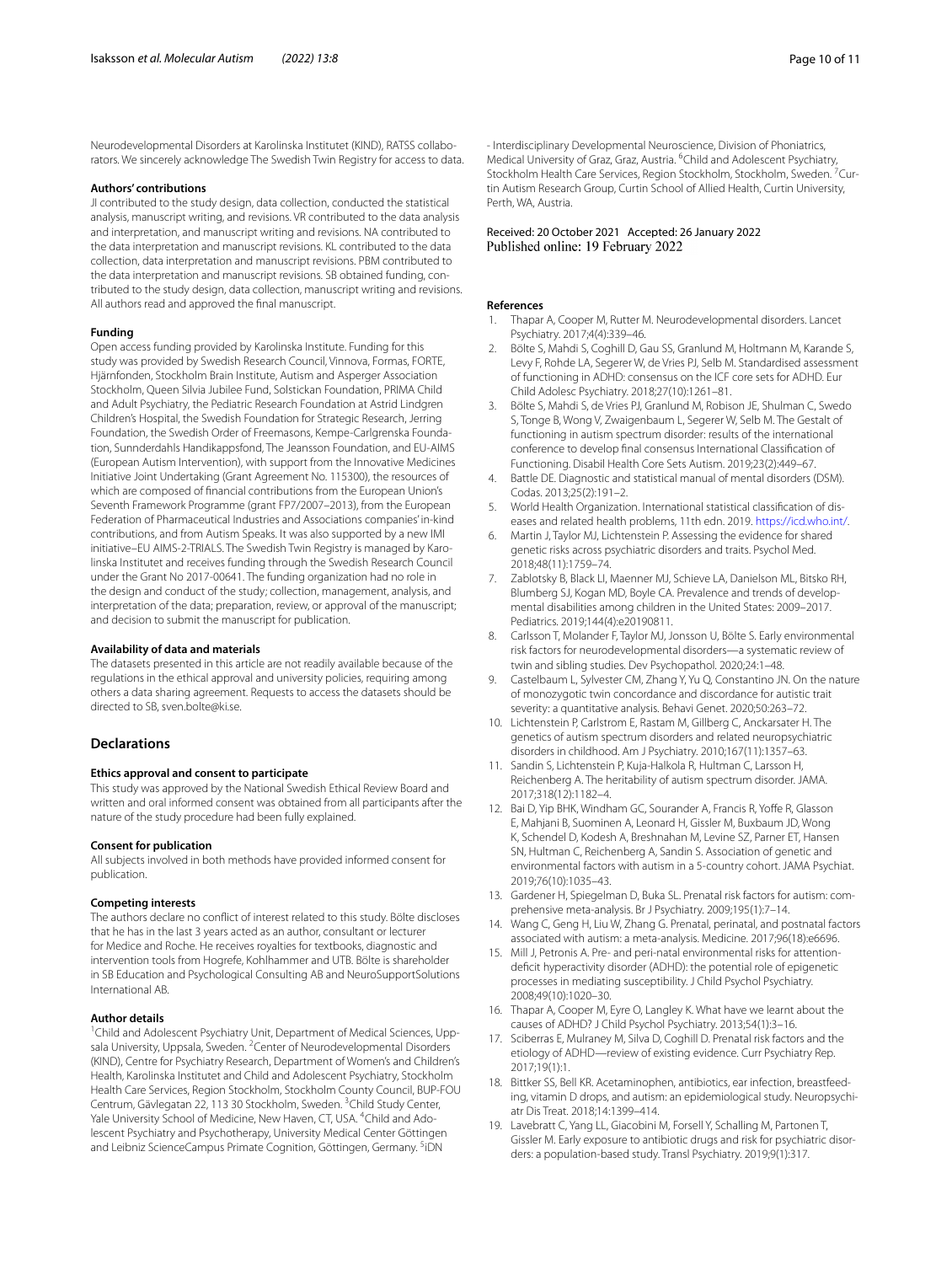Neurodevelopmental Disorders at Karolinska Institutet (KIND), RATSS collaborators. We sincerely acknowledge The Swedish Twin Registry for access to data.

### Authors' contributions

JI contributed to the study design, data collection, conducted the statistical analysis, manuscript writing, and revisions. VR contributed to the data analysis and interpretation, and manuscript writing and revisions. NA contributed to the data interpretation and manuscript revisions. KL contributed to the data collection, data interpretation and manuscript revisions. PBM contributed to the data interpretation and manuscript revisions. SB obtained funding, contributed to the study design, data collection, manuscript writing and revisions. All authors read and approved the final manuscript.

### Funding

Open access funding provided by Karolinska Institute. Funding for this study was provided by Swedish Research Council, Vinnova, Formas, FORTE, Hjärnfonden, Stockholm Brain Institute, Autism and Asperger Association Stockholm, Queen Silvia Jubilee Fund, Solstickan Foundation, PRIMA Child and Adult Psychiatry, the Pediatric Research Foundation at Astrid Lindgren Children's Hospital, the Swedish Foundation for Strategic Research, Jerring Foundation, the Swedish Order of Freemasons, Kempe-Carlgrenska Foundation, Sunnderdahls Handikappsfond, The Jeansson Foundation, and EU-AIMS (European Autism Intervention), with support from the Innovative Medicines Initiative Joint Undertaking (Grant Agreement No. 115300), the resources of which are composed of financial contributions from the European Union's Seventh Framework Programme (grant FP7/2007–2013), from the European Federation of Pharmaceutical Industries and Associations companies' in-kind contributions, and from Autism Speaks. It was also supported by a new IMI initiative–EU AIMS-2-TRIALS. The Swedish Twin Registry is managed by Karolinska Institutet and receives funding through the Swedish Research Council under the Grant No 2017-00641. The funding organization had no role in the design and conduct of the study; collection, management, analysis, and interpretation of the data; preparation, review, or approval of the manuscript; and decision to submit the manuscript for publication.

### Availability of data and materials

The datasets presented in this article are not readily available because of the regulations in the ethical approval and university policies, requiring among others a data sharing agreement. Requests to access the datasets should be directed to SB, sven.bolte@ki.se.

## Declarations

### Ethics approval and consent to participate

This study was approved by the National Swedish Ethical Review Board and written and oral informed consent was obtained from all participants after the nature of the study procedure had been fully explained.

### Consent for publication

All subjects involved in both methods have provided informed consent for publication.

### Competing interests

The authors declare no conflict of interest related to this study. Bölte discloses that he has in the last 3 years acted as an author, consultant or lecturer for Medice and Roche. He receives royalties for textbooks, diagnostic and intervention tools from Hogrefe, Kohlhammer and UTB. Bölte is shareholder in SB Education and Psychological Consulting AB and NeuroSupportSolutions International AB.

### Author details

[1]Child and Adolescent Psychiatry Unit, Department of Medical Sciences, Uppsala University, Uppsala, Sweden. [2]Center of Neurodevelopmental Disorders (KIND), Centre for Psychiatry Research, Department of Women's and Children's Health, Karolinska Institutet and Child and Adolescent Psychiatry, Stockholm Health Care Services, Region Stockholm, Stockholm County Council, BUP-FOU Centrum, Gävlegatan 22, 113 30 Stockholm, Sweden. [3]Child Study Center, Yale University School of Medicine, New Haven, CT, USA. [4]Child and Adolescent Psychiatry and Psychotherapy, University Medical Center Göttingen and Leibniz ScienceCampus Primate Cognition, Göttingen, Germany. [5]iDN - Interdisciplinary Developmental Neuroscience, Division of Phoniatrics, Medical University of Graz, Graz, Austria. [6]Child and Adolescent Psychiatry, Stockholm Health Care Services, Region Stockholm, Stockholm, Sweden. [7]Curtin Autism Research Group, Curtin School of Allied Health, Curtin University, Perth, WA, Austria.

Received: 20 October 2021 Accepted: 26 January 2022
Published online: 19 February 2022

### References

1. Thapar A, Cooper M, Rutter M. Neurodevelopmental disorders. Lancet Psychiatry. 2017;4(4):339–46.
2. Bölte S, Mahdi S, Coghill D, Gau SS, Granlund M, Holtmann M, Karande S, Levy F, Rohde LA, Segerer W, de Vries PJ, Selb M. Standardised assessment of functioning in ADHD: consensus on the ICF core sets for ADHD. Eur Child Adolesc Psychiatry. 2018;27(10):1261–81.
3. Bölte S, Mahdi S, de Vries PJ, Granlund M, Robison JE, Shulman C, Swedo S, Tonge B, Wong V, Zwaigenbaum L, Segerer W, Selb M. The Gestalt of functioning in autism spectrum disorder: results of the international conference to develop final consensus International Classification of Functioning. Disabil Health Core Sets Autism. 2019;23(2):449–67.
4. Battle DE. Diagnostic and statistical manual of mental disorders (DSM). Codas. 2013;25(2):191–2.
5. World Health Organization. International statistical classification of diseases and related health problems, 11th edn. 2019. https://icd.who.int/.
6. Martin J, Taylor MJ, Lichtenstein P. Assessing the evidence for shared genetic risks across psychiatric disorders and traits. Psychol Med. 2018;48(11):1759–74.
7. Zablotsky B, Black LI, Maenner MJ, Schieve LA, Danielson ML, Bitsko RH, Blumberg SJ, Kogan MD, Boyle CA. Prevalence and trends of developmental disabilities among children in the United States: 2009–2017. Pediatrics. 2019;144(4):e20190811.
8. Carlsson T, Molander F, Taylor MJ, Jonsson U, Bölte S. Early environmental risk factors for neurodevelopmental disorders—a systematic review of twin and sibling studies. Dev Psychopathol. 2020;24:1–48.
9. Castelbaum L, Sylvester CM, Zhang Y, Yu Q, Constantino JN. On the nature of monozygotic twin concordance and discordance for autistic trait severity: a quantitative analysis. Behavi Genet. 2020;50:263–72.
10. Lichtenstein P, Carlstrom E, Rastam M, Gillberg C, Anckarsater H. The genetics of autism spectrum disorders and related neuropsychiatric disorders in childhood. Am J Psychiatry. 2010;167(11):1357–63.
11. Sandin S, Lichtenstein P, Kuja-Halkola R, Hultman C, Larsson H, Reichenberg A. The heritability of autism spectrum disorder. JAMA. 2017;318(12):1182–4.
12. Bai D, Yip BHK, Windham GC, Sourander A, Francis R, Yoffe R, Glasson E, Mahjani B, Suominen A, Leonard H, Gissler M, Buxbaum JD, Wong K, Schendel D, Kodesh A, Breshnahan M, Levine SZ, Parner ET, Hansen SN, Hultman C, Reichenberg A, Sandin S. Association of genetic and environmental factors with autism in a 5-country cohort. JAMA Psychiat. 2019;76(10):1035–43.
13. Gardener H, Spiegelman D, Buka SL. Prenatal risk factors for autism: comprehensive meta-analysis. Br J Psychiatry. 2009;195(1):7–14.
14. Wang C, Geng H, Liu W, Zhang G. Prenatal, perinatal, and postnatal factors associated with autism: a meta-analysis. Medicine. 2017;96(18):e6696.
15. Mill J, Petronis A. Pre- and peri-natal environmental risks for attention-deficit hyperactivity disorder (ADHD): the potential role of epigenetic processes in mediating susceptibility. J Child Psychol Psychiatry. 2008;49(10):1020–30.
16. Thapar A, Cooper M, Eyre O, Langley K. What have we learnt about the causes of ADHD? J Child Psychol Psychiatry. 2013;54(1):3–16.
17. Sciberras E, Mulraney M, Silva D, Coghill D. Prenatal risk factors and the etiology of ADHD—review of existing evidence. Curr Psychiatry Rep. 2017;19(1):1.
18. Bittker SS, Bell KR. Acetaminophen, antibiotics, ear infection, breastfeeding, vitamin D drops, and autism: an epidemiological study. Neuropsychiatr Dis Treat. 2018;14:1399–414.
19. Lavebratt C, Yang LL, Giacobini M, Forsell Y, Schalling M, Partonen T, Gissler M. Early exposure to antibiotic drugs and risk for psychiatric disorders: a population-based study. Transl Psychiatry. 2019;9(1):317.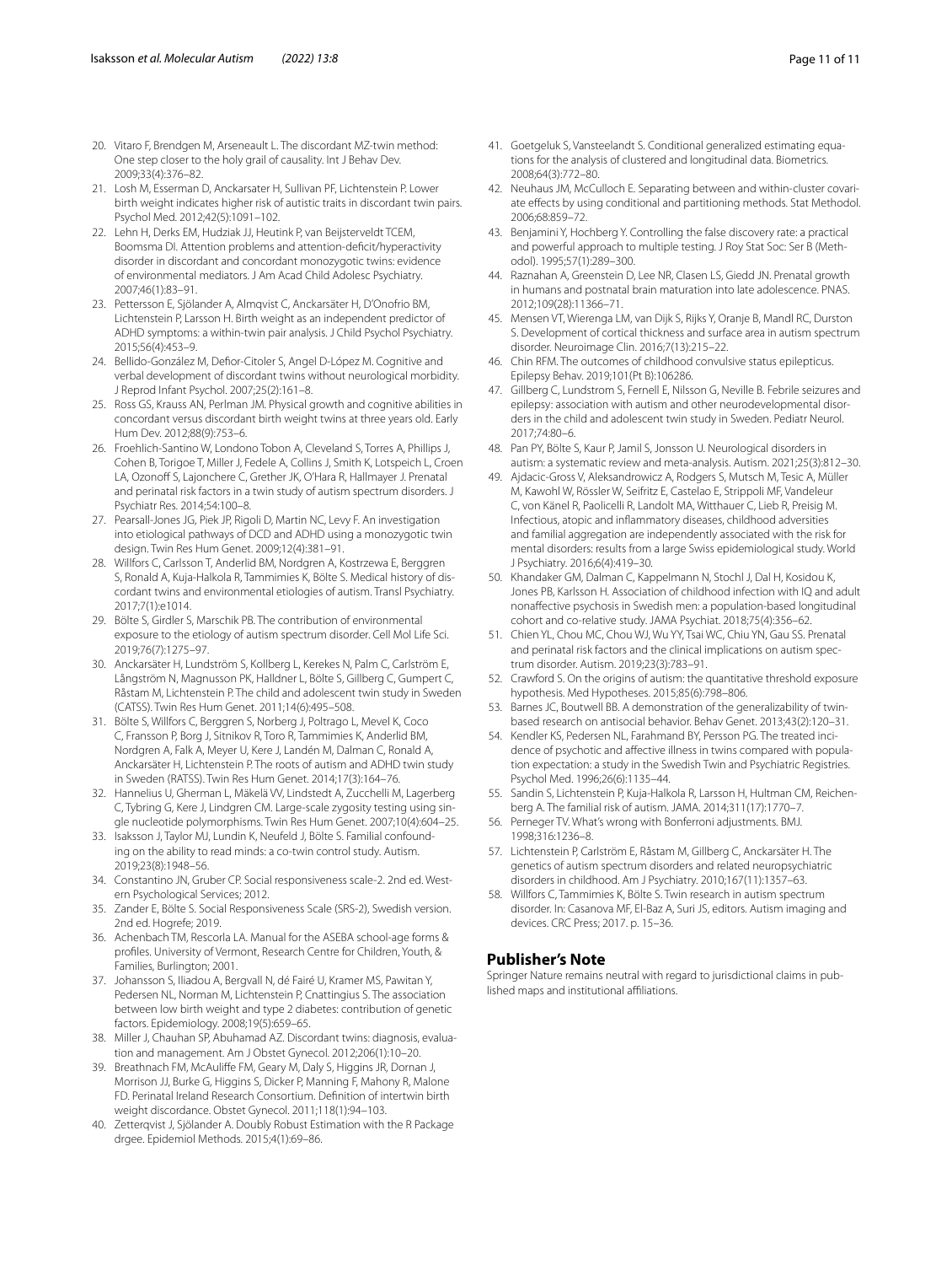20. Vitaro F, Brendgen M, Arseneault L. The discordant MZ-twin method: One step closer to the holy grail of causality. Int J Behav Dev. 2009;33(4):376–82.
21. Losh M, Esserman D, Anckarsater H, Sullivan PF, Lichtenstein P. Lower birth weight indicates higher risk of autistic traits in discordant twin pairs. Psychol Med. 2012;42(5):1091–102.
22. Lehn H, Derks EM, Hudziak JJ, Heutink P, van Beijsterveldt TCEM, Boomsma DI. Attention problems and attention-deficit/hyperactivity disorder in discordant and concordant monozygotic twins: evidence of environmental mediators. J Am Acad Child Adolesc Psychiatry. 2007;46(1):83–91.
23. Pettersson E, Sjölander A, Almqvist C, Anckarsäter H, D'Onofrio BM, Lichtenstein P, Larsson H. Birth weight as an independent predictor of ADHD symptoms: a within-twin pair analysis. J Child Psychol Psychiatry. 2015;56(4):453–9.
24. Bellido-González M, Defior-Citoler S, Angel D-López M. Cognitive and verbal development of discordant twins without neurological morbidity. J Reprod Infant Psychol. 2007;25(2):161–8.
25. Ross GS, Krauss AN, Perlman JM. Physical growth and cognitive abilities in concordant versus discordant birth weight twins at three years old. Early Hum Dev. 2012;88(9):753–6.
26. Froehlich-Santino W, Londono Tobon A, Cleveland S, Torres A, Phillips J, Cohen B, Torigoe T, Miller J, Fedele A, Collins J, Smith K, Lotspeich L, Croen LA, Ozonoff S, Lajonchere C, Grether JK, O'Hara R, Hallmayer J. Prenatal and perinatal risk factors in a twin study of autism spectrum disorders. J Psychiatr Res. 2014;54:100–8.
27. Pearsall-Jones JG, Piek JP, Rigoli D, Martin NC, Levy F. An investigation into etiological pathways of DCD and ADHD using a monozygotic twin design. Twin Res Hum Genet. 2009;12(4):381–91.
28. Willfors C, Carlsson T, Anderlid BM, Nordgren A, Kostrzewa E, Berggren S, Ronald A, Kuja-Halkola R, Tammimies K, Bölte S. Medical history of discordant twins and environmental etiologies of autism. Transl Psychiatry. 2017;7(1):e1014.
29. Bölte S, Girdler S, Marschik PB. The contribution of environmental exposure to the etiology of autism spectrum disorder. Cell Mol Life Sci. 2019;76(7):1275–97.
30. Anckarsäter H, Lundström S, Kollberg L, Kerekes N, Palm C, Carlström E, Långström N, Magnusson PK, Halldner L, Bölte S, Gillberg C, Gumpert C, Råstam M, Lichtenstein P. The child and adolescent twin study in Sweden (CATSS). Twin Res Hum Genet. 2011;14(6):495–508.
31. Bölte S, Willfors C, Berggren S, Norberg J, Poltrago L, Mevel K, Coco C, Fransson P, Borg J, Sitnikov R, Toro R, Tammimies K, Anderlid BM, Nordgren A, Falk A, Meyer U, Kere J, Landén M, Dalman C, Ronald A, Anckarsäter H, Lichtenstein P. The roots of autism and ADHD twin study in Sweden (RATSS). Twin Res Hum Genet. 2014;17(3):164–76.
32. Hannelius U, Gherman L, Mäkelä VV, Lindstedt A, Zucchelli M, Lagerberg C, Tybring G, Kere J, Lindgren CM. Large-scale zygosity testing using single nucleotide polymorphisms. Twin Res Hum Genet. 2007;10(4):604–25.
33. Isaksson J, Taylor MJ, Lundin K, Neufeld J, Bölte S. Familial confounding on the ability to read minds: a co-twin control study. Autism. 2019;23(8):1948–56.
34. Constantino JN, Gruber CP. Social responsiveness scale-2. 2nd ed. Western Psychological Services; 2012.
35. Zander E, Bölte S. Social Responsiveness Scale (SRS-2), Swedish version. 2nd ed. Hogrefe; 2019.
36. Achenbach TM, Rescorla LA. Manual for the ASEBA school-age forms & profiles. University of Vermont, Research Centre for Children, Youth, & Families, Burlington; 2001.
37. Johansson S, Iliadou A, Bergvall N, dé Fairé U, Kramer MS, Pawitan Y, Pedersen NL, Norman M, Lichtenstein P, Cnattingius S. The association between low birth weight and type 2 diabetes: contribution of genetic factors. Epidemiology. 2008;19(5):659–65.
38. Miller J, Chauhan SP, Abuhamad AZ. Discordant twins: diagnosis, evaluation and management. Am J Obstet Gynecol. 2012;206(1):10–20.
39. Breathnach FM, McAuliffe FM, Geary M, Daly S, Higgins JR, Dornan J, Morrison JJ, Burke G, Higgins S, Dicker P, Manning F, Mahony R, Malone FD. Perinatal Ireland Research Consortium. Definition of intertwin birth weight discordance. Obstet Gynecol. 2011;118(1):94–103.
40. Zetterqvist J, Sjölander A. Doubly Robust Estimation with the R Package drgee. Epidemiol Methods. 2015;4(1):69–86.
41. Goetgeluk S, Vansteelandt S. Conditional generalized estimating equations for the analysis of clustered and longitudinal data. Biometrics. 2008;64(3):772–80.
42. Neuhaus JM, McCulloch E. Separating between and within-cluster covariate effects by using conditional and partitioning methods. Stat Methodol. 2006;68:859–72.
43. Benjamini Y, Hochberg Y. Controlling the false discovery rate: a practical and powerful approach to multiple testing. J Roy Stat Soc: Ser B (Methodol). 1995;57(1):289–300.
44. Raznahan A, Greenstein D, Lee NR, Clasen LS, Giedd JN. Prenatal growth in humans and postnatal brain maturation into late adolescence. PNAS. 2012;109(28):11366–71.
45. Mensen VT, Wierenga LM, van Dijk S, Rijks Y, Oranje B, Mandl RC, Durston S. Development of cortical thickness and surface area in autism spectrum disorder. Neuroimage Clin. 2016;7(13):215–22.
46. Chin RFM. The outcomes of childhood convulsive status epilepticus. Epilepsy Behav. 2019;101(Pt B):106286.
47. Gillberg C, Lundstrom S, Fernell E, Nilsson G, Neville B. Febrile seizures and epilepsy: association with autism and other neurodevelopmental disorders in the child and adolescent twin study in Sweden. Pediatr Neurol. 2017;74:80–6.
48. Pan PY, Bölte S, Kaur P, Jamil S, Jonsson U. Neurological disorders in autism: a systematic review and meta-analysis. Autism. 2021;25(3):812–30.
49. Ajdacic-Gross V, Aleksandrowicz A, Rodgers S, Mutsch M, Tesic A, Müller M, Kawohl W, Rössler W, Seifritz E, Castelao E, Strippoli MF, Vandeleur C, von Känel R, Paolicelli R, Landolt MA, Witthauer C, Lieb R, Preisig M. Infectious, atopic and inflammatory diseases, childhood adversities and familial aggregation are independently associated with the risk for mental disorders: results from a large Swiss epidemiological study. World J Psychiatry. 2016;6(4):419–30.
50. Khandaker GM, Dalman C, Kappelmann N, Stochl J, Dal H, Kosidou K, Jones PB, Karlsson H. Association of childhood infection with IQ and adult nonaffective psychosis in Swedish men: a population-based longitudinal cohort and co-relative study. JAMA Psychiat. 2018;75(4):356–62.
51. Chien YL, Chou MC, Chou WJ, Wu YY, Tsai WC, Chiu YN, Gau SS. Prenatal and perinatal risk factors and the clinical implications on autism spectrum disorder. Autism. 2019;23(3):783–91.
52. Crawford S. On the origins of autism: the quantitative threshold exposure hypothesis. Med Hypotheses. 2015;85(6):798–806.
53. Barnes JC, Boutwell BB. A demonstration of the generalizability of twin-based research on antisocial behavior. Behav Genet. 2013;43(2):120–31.
54. Kendler KS, Pedersen NL, Farahmand BY, Persson PG. The treated incidence of psychotic and affective illness in twins compared with population expectation: a study in the Swedish Twin and Psychiatric Registries. Psychol Med. 1996;26(6):1135–44.
55. Sandin S, Lichtenstein P, Kuja-Halkola R, Larsson H, Hultman CM, Reichenberg A. The familial risk of autism. JAMA. 2014;311(17):1770–7.
56. Perneger TV. What's wrong with Bonferroni adjustments. BMJ. 1998;316:1236–8.
57. Lichtenstein P, Carlström E, Råstam M, Gillberg C, Anckarsäter H. The genetics of autism spectrum disorders and related neuropsychiatric disorders in childhood. Am J Psychiatry. 2010;167(11):1357–63.
58. Willfors C, Tammimies K, Bölte S. Twin research in autism spectrum disorder. In: Casanova MF, El-Baz A, Suri JS, editors. Autism imaging and devices. CRC Press; 2017. p. 15–36.

## Publisher's Note

Springer Nature remains neutral with regard to jurisdictional claims in published maps and institutional affiliations.